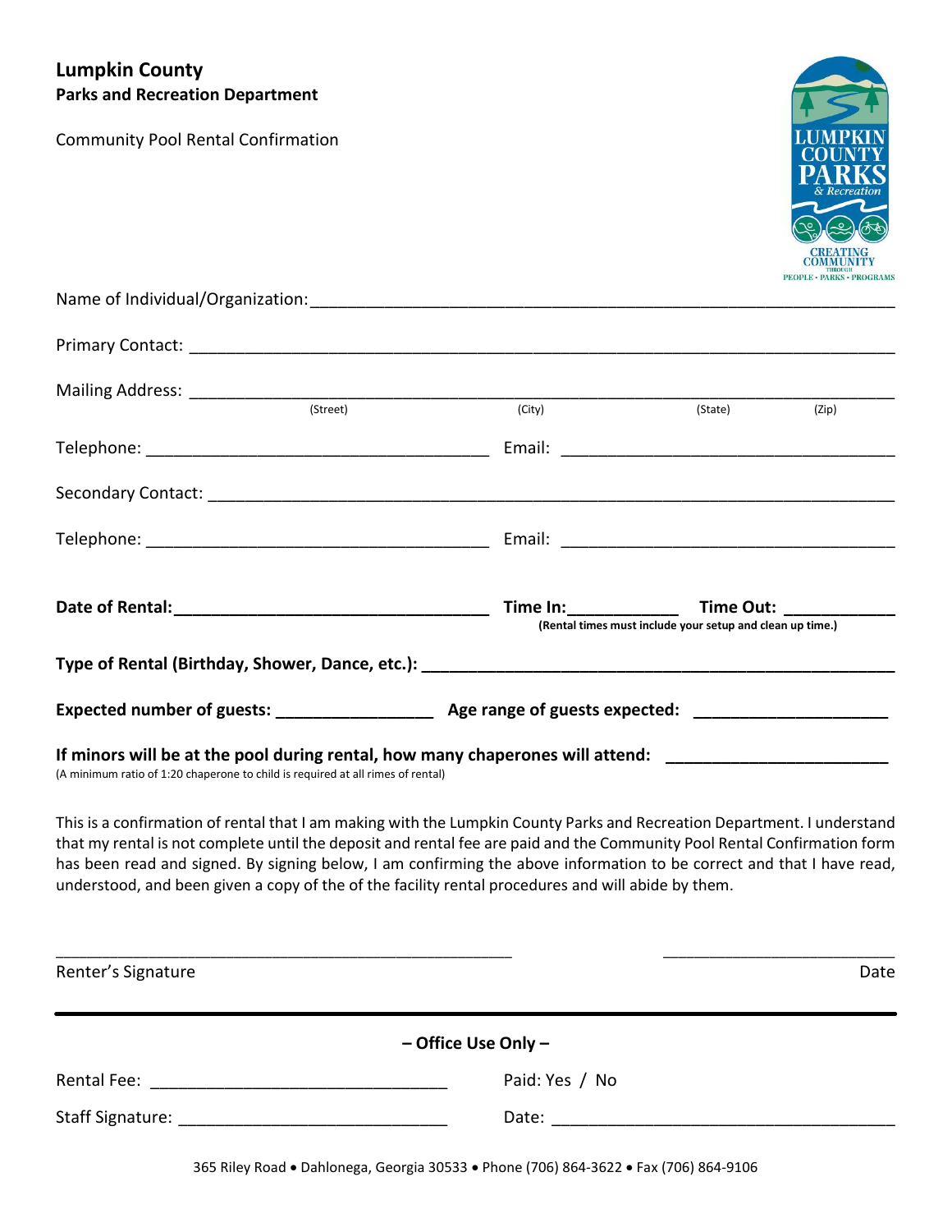**Lumpkin County**
**Parks and Recreation Department**

Community Pool Rental Confirmation

Name of Individual/Organization:_______________________________________________________________

Primary Contact: _______________________________________________________________

Mailing Address: _______________________________________________________________
(Street) (City) (State) (Zip)

Telephone: ____________________________________ Email: ____________________________________

Secondary Contact: _______________________________________________________________

Telephone: ____________________________________ Email: ____________________________________

**Date of Rental:__________________________________ Time In:___________ Time Out: ___________**
**(Rental times must include your setup and clean up time.)**

**Type of Rental (Birthday, Shower, Dance, etc.): _______________________________________________**

**Expected number of guests: ________________ Age range of guests expected: ____________________**

**If minors will be at the pool during rental, how many chaperones will attend: ______________________**
(A minimum ratio of 1:20 chaperone to child is required at all rimes of rental)

This is a confirmation of rental that I am making with the Lumpkin County Parks and Recreation Department. I understand that my rental is not complete until the deposit and rental fee are paid and the Community Pool Rental Confirmation form has been read and signed. By signing below, I am confirming the above information to be correct and that I have read, understood, and been given a copy of the of the facility rental procedures and will abide by them.

_____________________________________________ ________________________

Renter's Signature Date

---

**– Office Use Only –**

Rental Fee: _______________________________ Paid: Yes / No

Staff Signature: ___________________________ Date: ____________________________________

365 Riley Road • Dahlonega, Georgia 30533 • Phone (706) 864-3622 • Fax (706) 864-9106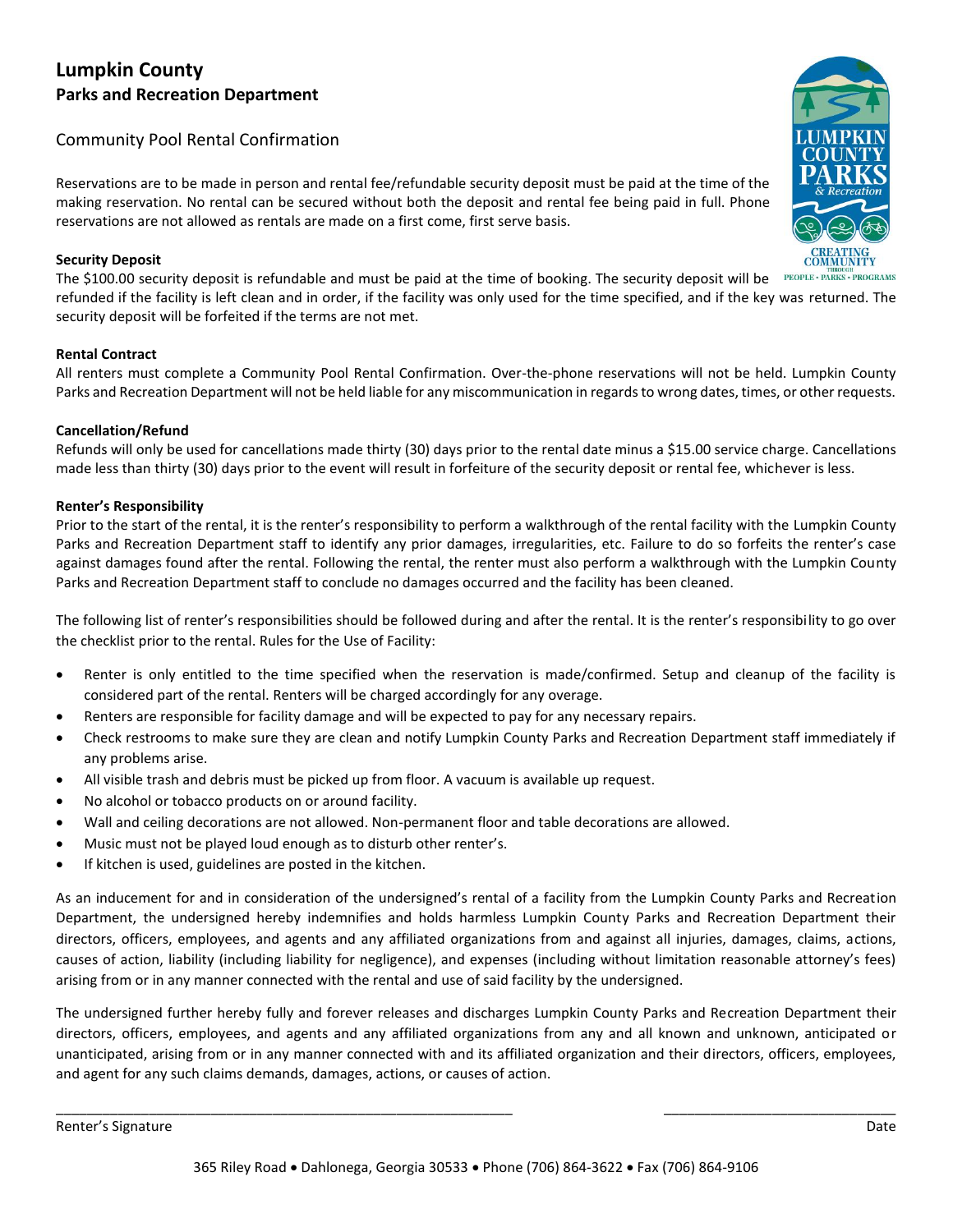# Lumpkin County
## Parks and Recreation Department

Community Pool Rental Confirmation

Reservations are to be made in person and rental fee/refundable security deposit must be paid at the time of the making reservation. No rental can be secured without both the deposit and rental fee being paid in full. Phone reservations are not allowed as rentals are made on a first come, first serve basis.

**Security Deposit**

The $100.00 security deposit is refundable and must be paid at the time of booking. The security deposit will be refunded if the facility is left clean and in order, if the facility was only used for the time specified, and if the key was returned. The security deposit will be forfeited if the terms are not met.

**Rental Contract**

All renters must complete a Community Pool Rental Confirmation. Over-the-phone reservations will not be held. Lumpkin County Parks and Recreation Department will not be held liable for any miscommunication in regards to wrong dates, times, or other requests.

**Cancellation/Refund**

Refunds will only be used for cancellations made thirty (30) days prior to the rental date minus a $15.00 service charge. Cancellations made less than thirty (30) days prior to the event will result in forfeiture of the security deposit or rental fee, whichever is less.

**Renter's Responsibility**

Prior to the start of the rental, it is the renter's responsibility to perform a walkthrough of the rental facility with the Lumpkin County Parks and Recreation Department staff to identify any prior damages, irregularities, etc. Failure to do so forfeits the renter's case against damages found after the rental. Following the rental, the renter must also perform a walkthrough with the Lumpkin County Parks and Recreation Department staff to conclude no damages occurred and the facility has been cleaned.

The following list of renter's responsibilities should be followed during and after the rental. It is the renter's responsibility to go over the checklist prior to the rental. Rules for the Use of Facility:

- Renter is only entitled to the time specified when the reservation is made/confirmed. Setup and cleanup of the facility is considered part of the rental. Renters will be charged accordingly for any overage.
- Renters are responsible for facility damage and will be expected to pay for any necessary repairs.
- Check restrooms to make sure they are clean and notify Lumpkin County Parks and Recreation Department staff immediately if any problems arise.
- All visible trash and debris must be picked up from floor. A vacuum is available up request.
- No alcohol or tobacco products on or around facility.
- Wall and ceiling decorations are not allowed. Non-permanent floor and table decorations are allowed.
- Music must not be played loud enough as to disturb other renter's.
- If kitchen is used, guidelines are posted in the kitchen.

As an inducement for and in consideration of the undersigned's rental of a facility from the Lumpkin County Parks and Recreation Department, the undersigned hereby indemnifies and holds harmless Lumpkin County Parks and Recreation Department their directors, officers, employees, and agents and any affiliated organizations from and against all injuries, damages, claims, actions, causes of action, liability (including liability for negligence), and expenses (including without limitation reasonable attorney's fees) arising from or in any manner connected with the rental and use of said facility by the undersigned.

The undersigned further hereby fully and forever releases and discharges Lumpkin County Parks and Recreation Department their directors, officers, employees, and agents and any affiliated organizations from any and all known and unknown, anticipated or unanticipated, arising from or in any manner connected with and its affiliated organization and their directors, officers, employees, and agent for any such claims demands, damages, actions, or causes of action.

_______________________________________ _____________________

Renter's Signature Date

365 Riley Road • Dahlonega, Georgia 30533 • Phone (706) 864-3622 • Fax (706) 864-9106